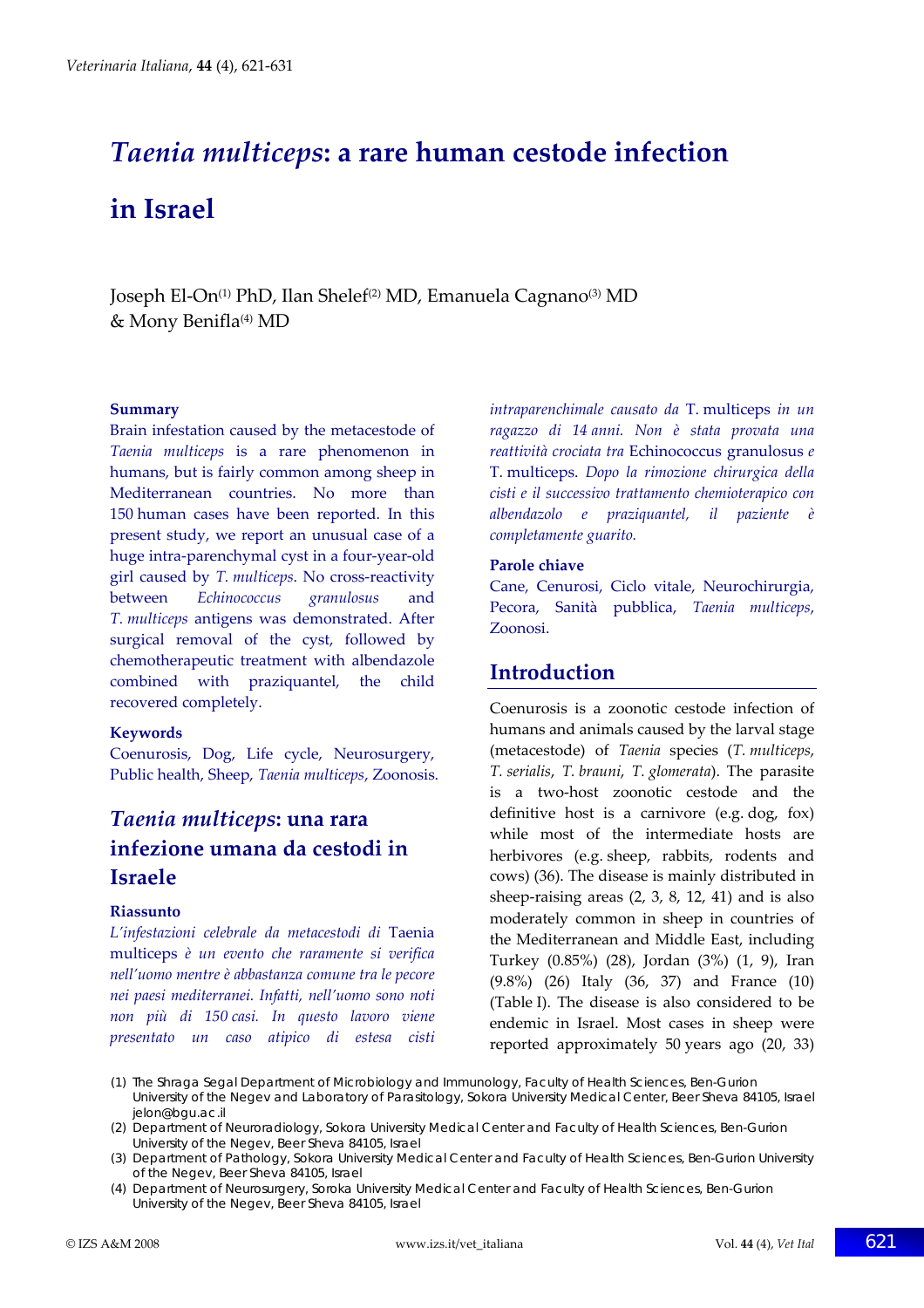# *Taenia multiceps*: a rare human cestode infection in Israel

Joseph El-On[1] PhD, Ilan Shelef[2] MD, Emanuela Cagnano[3] MD & Mony Benifla[4] MD

### Summary

Brain infestation caused by the metacestode of *Taenia multiceps* is a rare phenomenon in humans, but is fairly common among sheep in Mediterranean countries. No more than 150 human cases have been reported. In this present study, we report an unusual case of a huge intra-parenchymal cyst in a four-year-old girl caused by *T. multiceps*. No cross-reactivity between *Echinococcus granulosus* and *T. multiceps* antigens was demonstrated. After surgical removal of the cyst, followed by chemotherapeutic treatment with albendazole combined with praziquantel, the child recovered completely.

### Keywords

Coenurosis, Dog, Life cycle, Neurosurgery, Public health, Sheep, *Taenia multiceps*, Zoonosis.

## *Taenia multiceps*: una rara infezione umana da cestodi in Israele

### Riassunto

*L'infestazioni celebrale da metacestodi di* Taenia multiceps *è un evento che raramente si verifica nell'uomo mentre è abbastanza comune tra le pecore nei paesi mediterranei. Infatti, nell'uomo sono noti non più di 150 casi. In questo lavoro viene presentato un caso atipico di estesa cisti intraparenchimale causato da* T. multiceps *in un ragazzo di 14 anni. Non è stata provata una reattività crociata tra* Echinococcus granulosus *e* T. multiceps. *Dopo la rimozione chirurgica della cisti e il successivo trattamento chemioterapico con albendazolo e praziquantel, il paziente è completamente guarito.*

### Parole chiave

Cane, Cenurosi, Ciclo vitale, Neurochirurgia, Pecora, Sanità pubblica, *Taenia multiceps*, Zoonosi.

## Introduction

Coenurosis is a zoonotic cestode infection of humans and animals caused by the larval stage (metacestode) of *Taenia* species (*T. multiceps*, *T. serialis*, *T. brauni*, *T. glomerata*). The parasite is a two-host zoonotic cestode and the definitive host is a carnivore (e.g. dog, fox) while most of the intermediate hosts are herbivores (e.g. sheep, rabbits, rodents and cows) (36). The disease is mainly distributed in sheep-raising areas (2, 3, 8, 12, 41) and is also moderately common in sheep in countries of the Mediterranean and Middle East, including Turkey (0.85%) (28), Jordan (3%) (1, 9), Iran (9.8%) (26) Italy (36, 37) and France (10) (Table I). The disease is also considered to be endemic in Israel. Most cases in sheep were reported approximately 50 years ago (20, 33)

---

(1) The Shraga Segal Department of Microbiology and Immunology, Faculty of Health Sciences, Ben-Gurion University of the Negev and Laboratory of Parasitology, Sokora University Medical Center, Beer Sheva 84105, Israel jelon@bgu.ac.il

(2) Department of Neuroradiology, Sokora University Medical Center and Faculty of Health Sciences, Ben-Gurion University of the Negev, Beer Sheva 84105, Israel

(3) Department of Pathology, Sokora University Medical Center and Faculty of Health Sciences, Ben-Gurion University of the Negev, Beer Sheva 84105, Israel

(4) Department of Neurosurgery, Soroka University Medical Center and Faculty of Health Sciences, Ben-Gurion University of the Negev, Beer Sheva 84105, Israel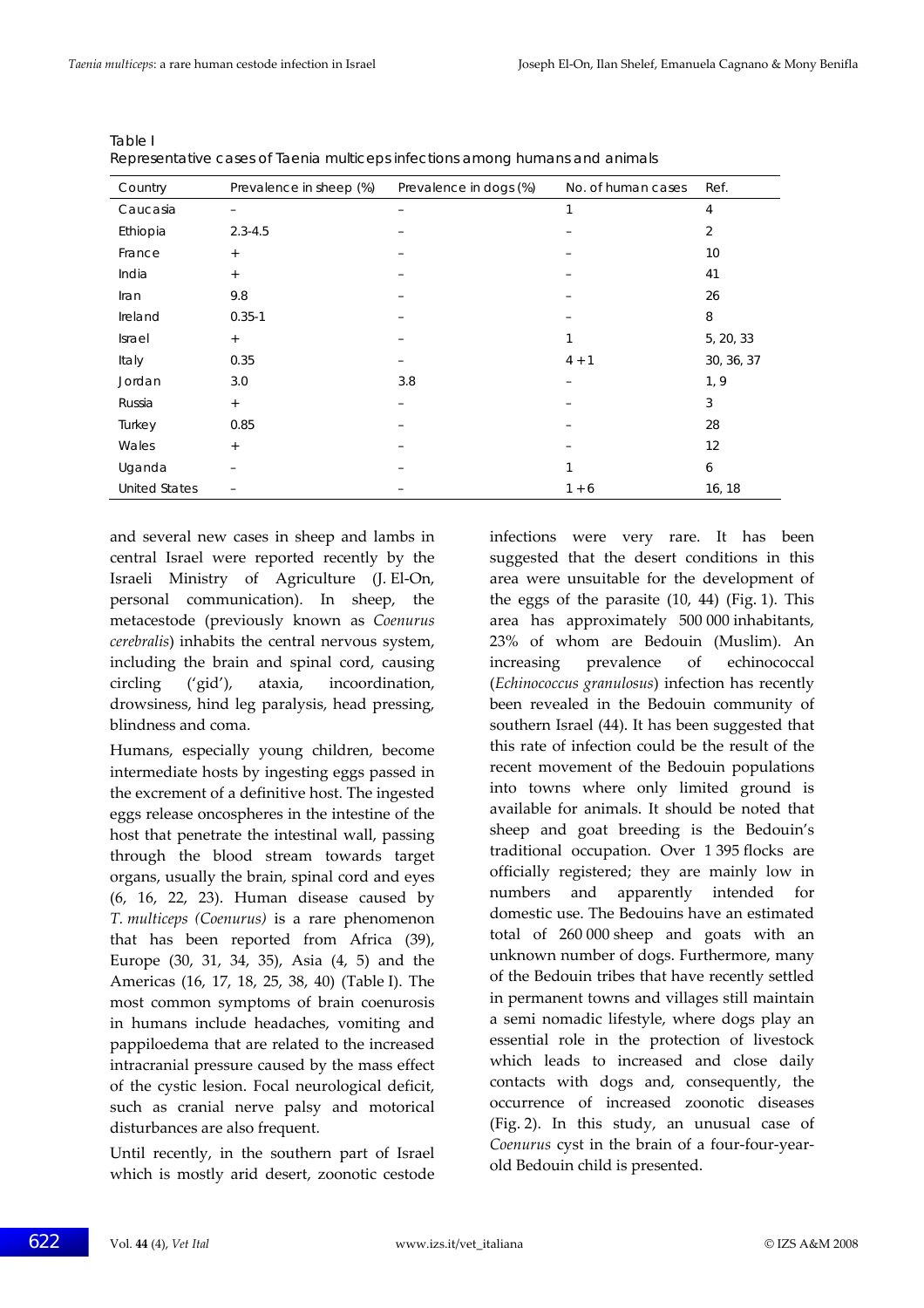Table I

Representative cases of Taenia multiceps infections among humans and animals

| Country | Prevalence in sheep (%) | Prevalence in dogs (%) | No. of human cases | Ref. |
|---|---|---|---|---|
| Caucasia | – | – | 1 | 4 |
| Ethiopia | 2.3-4.5 | – | – | 2 |
| France | + | – | – | 10 |
| India | + | – | – | 41 |
| Iran | 9.8 | – | – | 26 |
| Ireland | 0.35-1 | – | – | 8 |
| Israel | + | – | 1 | 5, 20, 33 |
| Italy | 0.35 | – | 4 + 1 | 30, 36, 37 |
| Jordan | 3.0 | 3.8 | – | 1, 9 |
| Russia | + | – | – | 3 |
| Turkey | 0.85 | – | – | 28 |
| Wales | + | – | – | 12 |
| Uganda | – | – | 1 | 6 |
| United States | – | – | 1 + 6 | 16, 18 |

and several new cases in sheep and lambs in central Israel were reported recently by the Israeli Ministry of Agriculture (J. El-On, personal communication). In sheep, the metacestode (previously known as *Coenurus cerebralis*) inhabits the central nervous system, including the brain and spinal cord, causing circling ('gid'), ataxia, incoordination, drowsiness, hind leg paralysis, head pressing, blindness and coma.

Humans, especially young children, become intermediate hosts by ingesting eggs passed in the excrement of a definitive host. The ingested eggs release oncospheres in the intestine of the host that penetrate the intestinal wall, passing through the blood stream towards target organs, usually the brain, spinal cord and eyes (6, 16, 22, 23). Human disease caused by *T. multiceps (Coenurus)* is a rare phenomenon that has been reported from Africa (39), Europe (30, 31, 34, 35), Asia (4, 5) and the Americas (16, 17, 18, 25, 38, 40) (Table I). The most common symptoms of brain coenurosis in humans include headaches, vomiting and pappiloedema that are related to the increased intracranial pressure caused by the mass effect of the cystic lesion. Focal neurological deficit, such as cranial nerve palsy and motorical disturbances are also frequent.

Until recently, in the southern part of Israel which is mostly arid desert, zoonotic cestode infections were very rare. It has been suggested that the desert conditions in this area were unsuitable for the development of the eggs of the parasite (10, 44) (Fig. 1). This area has approximately 500 000 inhabitants, 23% of whom are Bedouin (Muslim). An increasing prevalence of echinococcal (*Echinococcus granulosus*) infection has recently been revealed in the Bedouin community of southern Israel (44). It has been suggested that this rate of infection could be the result of the recent movement of the Bedouin populations into towns where only limited ground is available for animals. It should be noted that sheep and goat breeding is the Bedouin's traditional occupation. Over 1 395 flocks are officially registered; they are mainly low in numbers and apparently intended for domestic use. The Bedouins have an estimated total of 260 000 sheep and goats with an unknown number of dogs. Furthermore, many of the Bedouin tribes that have recently settled in permanent towns and villages still maintain a semi nomadic lifestyle, where dogs play an essential role in the protection of livestock which leads to increased and close daily contacts with dogs and, consequently, the occurrence of increased zoonotic diseases (Fig. 2). In this study, an unusual case of *Coenurus* cyst in the brain of a four-four-year-old Bedouin child is presented.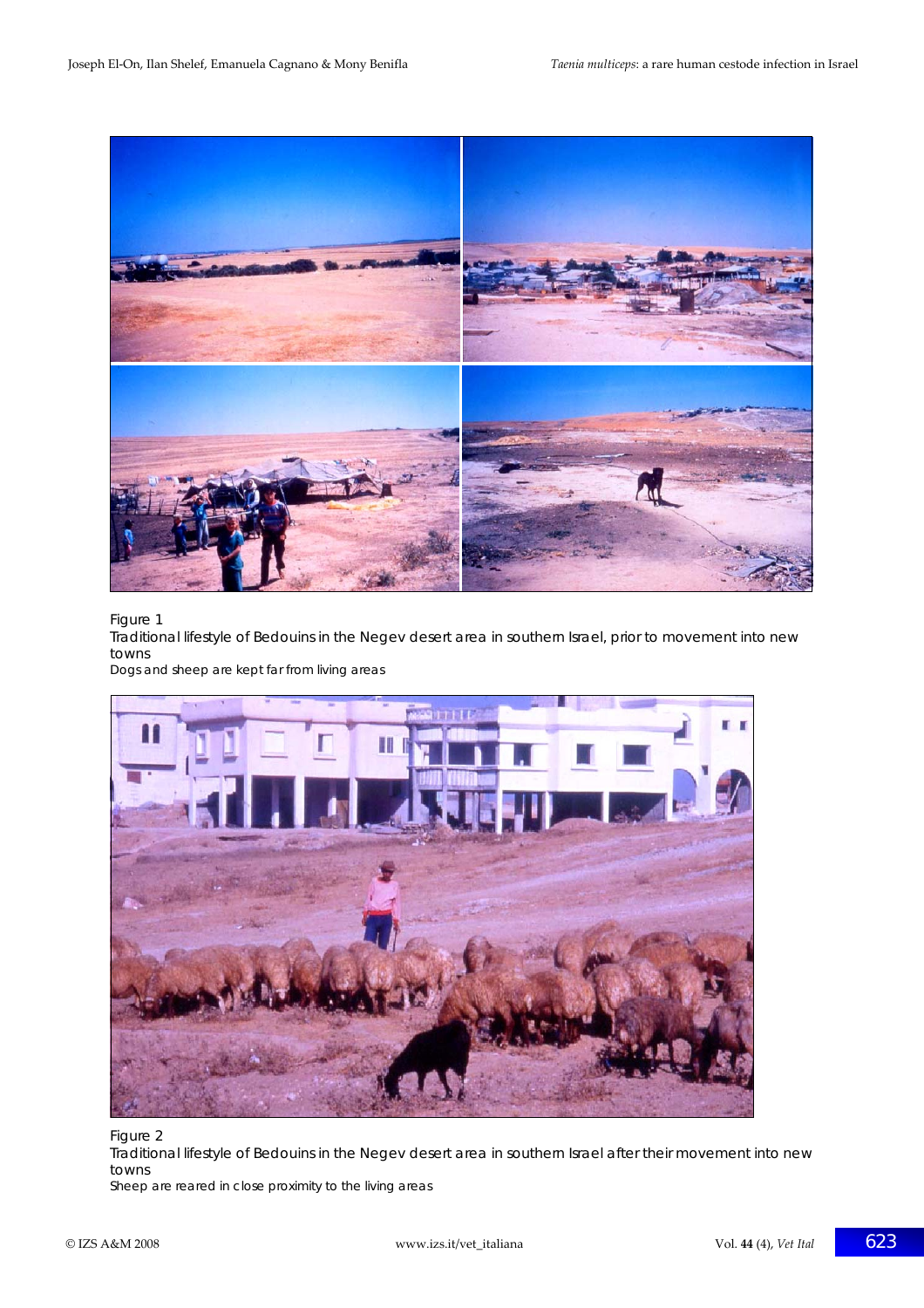Figure 1
Traditional lifestyle of Bedouins in the Negev desert area in southern Israel, prior to movement into new towns
Dogs and sheep are kept far from living areas

Figure 2
Traditional lifestyle of Bedouins in the Negev desert area in southern Israel after their movement into new towns
Sheep are reared in close proximity to the living areas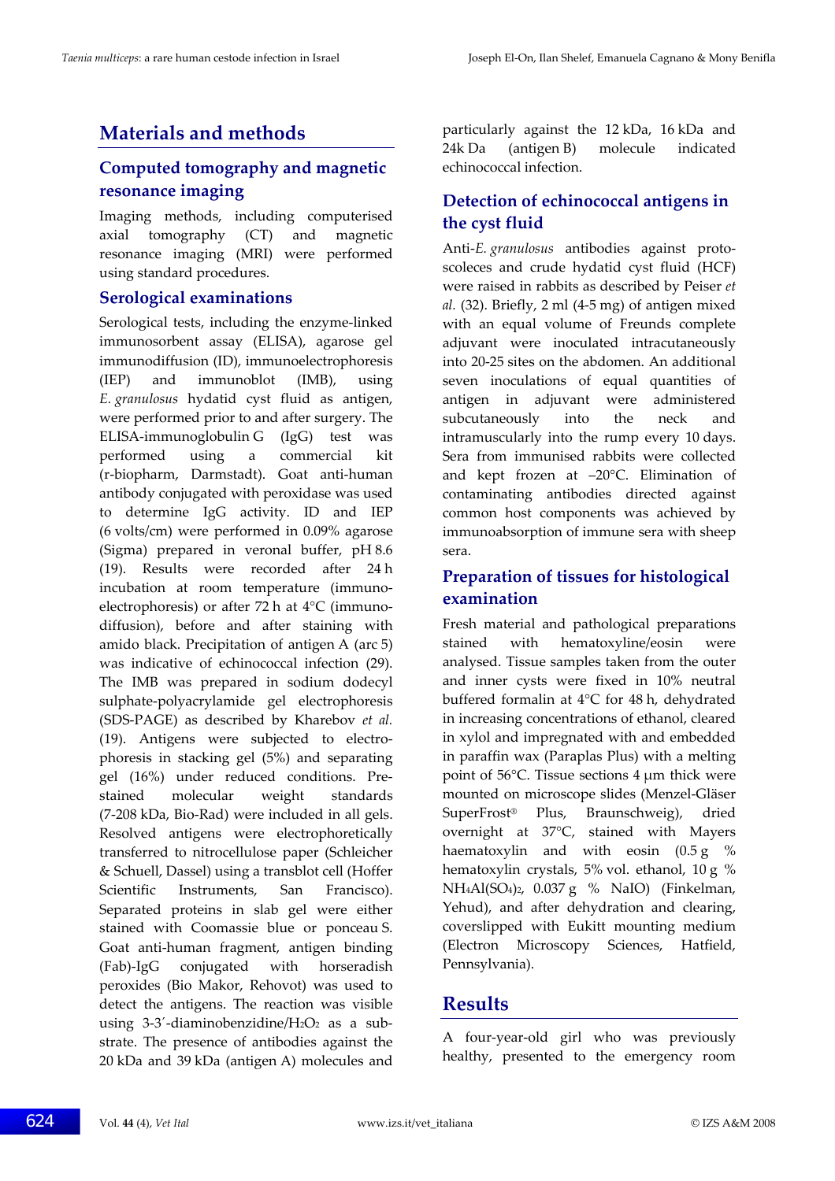## Materials and methods

### Computed tomography and magnetic resonance imaging

Imaging methods, including computerised axial tomography (CT) and magnetic resonance imaging (MRI) were performed using standard procedures.

### Serological examinations

Serological tests, including the enzyme-linked immunosorbent assay (ELISA), agarose gel immunodiffusion (ID), immunoelectrophoresis (IEP) and immunoblot (IMB), using *E. granulosus* hydatid cyst fluid as antigen, were performed prior to and after surgery. The ELISA-immunoglobulin G (IgG) test was performed using a commercial kit (r-biopharm, Darmstadt). Goat anti-human antibody conjugated with peroxidase was used to determine IgG activity. ID and IEP (6 volts/cm) were performed in 0.09% agarose (Sigma) prepared in veronal buffer, pH 8.6 (19). Results were recorded after 24 h incubation at room temperature (immuno-electrophoresis) or after 72 h at 4°C (immuno-diffusion), before and after staining with amido black. Precipitation of antigen A (arc 5) was indicative of echinococcal infection (29). The IMB was prepared in sodium dodecyl sulphate-polyacrylamide gel electrophoresis (SDS-PAGE) as described by Kharebov *et al.* (19). Antigens were subjected to electro-phoresis in stacking gel (5%) and separating gel (16%) under reduced conditions. Pre-stained molecular weight standards (7-208 kDa, Bio-Rad) were included in all gels. Resolved antigens were electrophoretically transferred to nitrocellulose paper (Schleicher & Schuell, Dassel) using a transblot cell (Hoffer Scientific Instruments, San Francisco). Separated proteins in slab gel were either stained with Coomassie blue or ponceau S. Goat anti-human fragment, antigen binding (Fab)-IgG conjugated with horseradish peroxides (Bio Makor, Rehovot) was used to detect the antigens. The reaction was visible using 3-3′-diaminobenzidine/$H_2O_2$ as a substrate. The presence of antibodies against the 20 kDa and 39 kDa (antigen A) molecules and particularly against the 12 kDa, 16 kDa and 24k Da (antigen B) molecule indicated echinococcal infection.

### Detection of echinococcal antigens in the cyst fluid

Anti-*E. granulosus* antibodies against proto-scoleces and crude hydatid cyst fluid (HCF) were raised in rabbits as described by Peiser *et al.* (32). Briefly, 2 ml (4-5 mg) of antigen mixed with an equal volume of Freunds complete adjuvant were inoculated intracutaneously into 20-25 sites on the abdomen. An additional seven inoculations of equal quantities of antigen in adjuvant were administered subcutaneously into the neck and intramuscularly into the rump every 10 days. Sera from immunised rabbits were collected and kept frozen at –20°C. Elimination of contaminating antibodies directed against common host components was achieved by immunoabsorption of immune sera with sheep sera.

### Preparation of tissues for histological examination

Fresh material and pathological preparations stained with hematoxyline/eosin were analysed. Tissue samples taken from the outer and inner cysts were fixed in 10% neutral buffered formalin at 4°C for 48 h, dehydrated in increasing concentrations of ethanol, cleared in xylol and impregnated with and embedded in paraffin wax (Paraplas Plus) with a melting point of 56°C. Tissue sections 4 μm thick were mounted on microscope slides (Menzel-Gläser SuperFrost® Plus, Braunschweig), dried overnight at 37°C, stained with Mayers haematoxylin and with eosin (0.5 g % hematoxylin crystals, 5% vol. ethanol, 10 g % $NH_4Al(SO_4)_2$, 0.037 g % NaIO) (Finkelman, Yehud), and after dehydration and clearing, coverslipped with Eukitt mounting medium (Electron Microscopy Sciences, Hatfield, Pennsylvania).

## Results

A four-year-old girl who was previously healthy, presented to the emergency room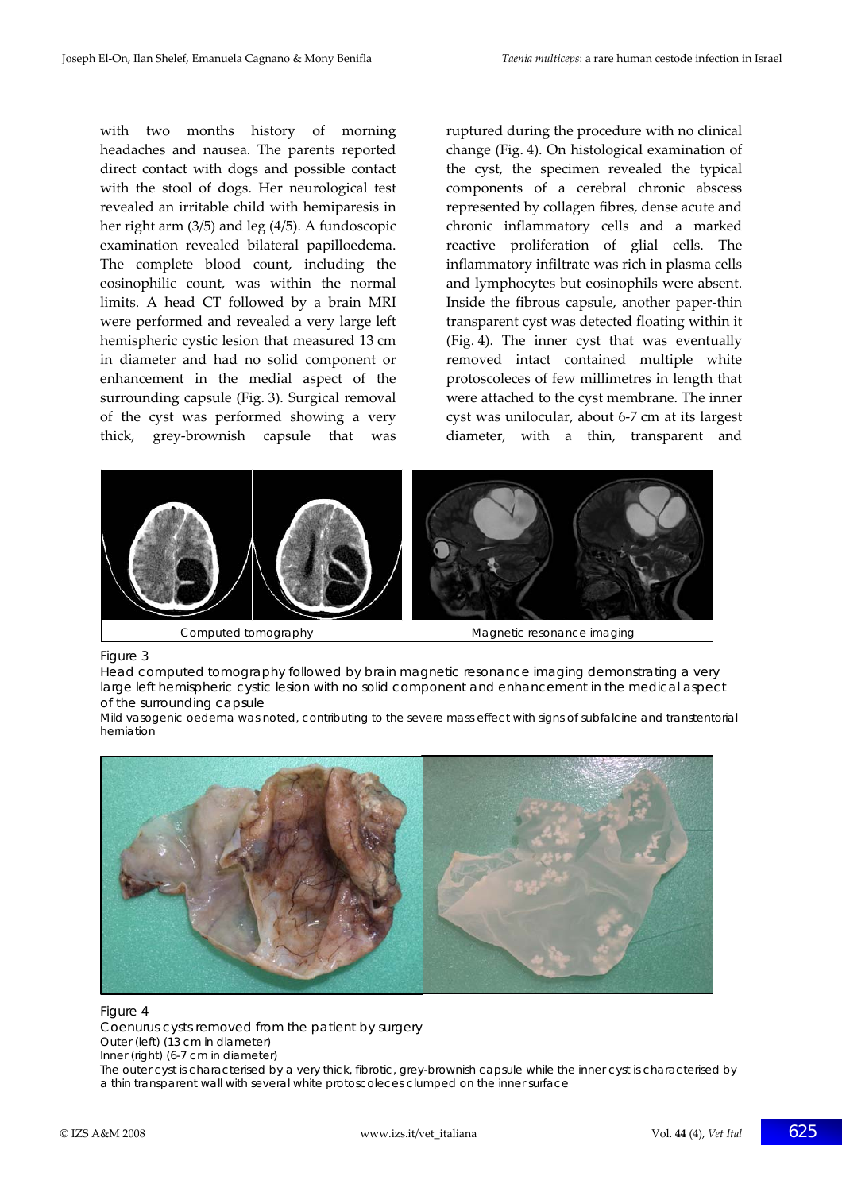with two months history of morning headaches and nausea. The parents reported direct contact with dogs and possible contact with the stool of dogs. Her neurological test revealed an irritable child with hemiparesis in her right arm (3/5) and leg (4/5). A fundoscopic examination revealed bilateral papilloedema. The complete blood count, including the eosinophilic count, was within the normal limits. A head CT followed by a brain MRI were performed and revealed a very large left hemispheric cystic lesion that measured 13 cm in diameter and had no solid component or enhancement in the medial aspect of the surrounding capsule (Fig. 3). Surgical removal of the cyst was performed showing a very thick, grey-brownish capsule that was ruptured during the procedure with no clinical change (Fig. 4). On histological examination of the cyst, the specimen revealed the typical components of a cerebral chronic abscess represented by collagen fibres, dense acute and chronic inflammatory cells and a marked reactive proliferation of glial cells. The inflammatory infiltrate was rich in plasma cells and lymphocytes but eosinophils were absent. Inside the fibrous capsule, another paper-thin transparent cyst was detected floating within it (Fig. 4). The inner cyst that was eventually removed intact contained multiple white protoscoleces of few millimetres in length that were attached to the cyst membrane. The inner cyst was unilocular, about 6-7 cm at its largest diameter, with a thin, transparent and

Computed tomography | Magnetic resonance imaging

Figure 3

Head computed tomography followed by brain magnetic resonance imaging demonstrating a very large left hemispheric cystic lesion with no solid component and enhancement in the medical aspect of the surrounding capsule

Mild vasogenic oedema was noted, contributing to the severe mass effect with signs of subfalcine and transtentorial herniation

Figure 4

Coenurus cysts removed from the patient by surgery

Outer (left) (13 cm in diameter)

Inner (right) (6-7 cm in diameter)

The outer cyst is characterised by a very thick, fibrotic, grey-brownish capsule while the inner cyst is characterised by a thin transparent wall with several white protoscoleces clumped on the inner surface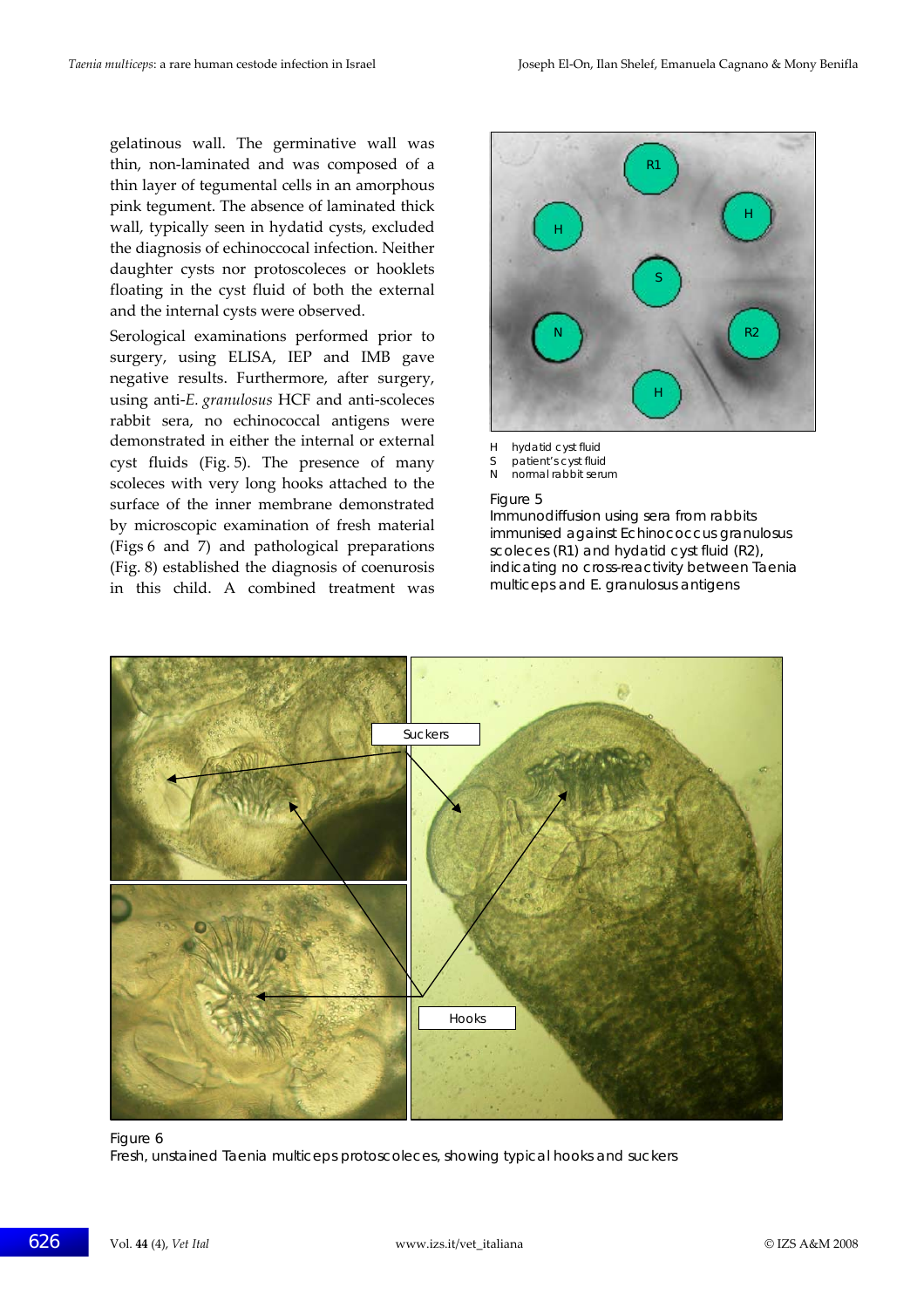gelatinous wall. The germinative wall was thin, non-laminated and was composed of a thin layer of tegumental cells in an amorphous pink tegument. The absence of laminated thick wall, typically seen in hydatid cysts, excluded the diagnosis of echinococcal infection. Neither daughter cysts nor protoscoleces or hooklets floating in the cyst fluid of both the external and the internal cysts were observed.

Serological examinations performed prior to surgery, using ELISA, IEP and IMB gave negative results. Furthermore, after surgery, using anti-*E. granulosus* HCF and anti-scoleces rabbit sera, no echinococcal antigens were demonstrated in either the internal or external cyst fluids (Fig. 5). The presence of many scoleces with very long hooks attached to the surface of the inner membrane demonstrated by microscopic examination of fresh material (Figs 6 and 7) and pathological preparations (Fig. 8) established the diagnosis of coenurosis in this child. A combined treatment was

H hydatid cyst fluid
S patient's cyst fluid
N normal rabbit serum

Figure 5
Immunodiffusion using sera from rabbits immunised against Echinococcus granulosus scoleces (R1) and hydatid cyst fluid (R2), indicating no cross-reactivity between Taenia multiceps and E. granulosus antigens

Figure 6
Fresh, unstained Taenia multiceps protoscoleces, showing typical hooks and suckers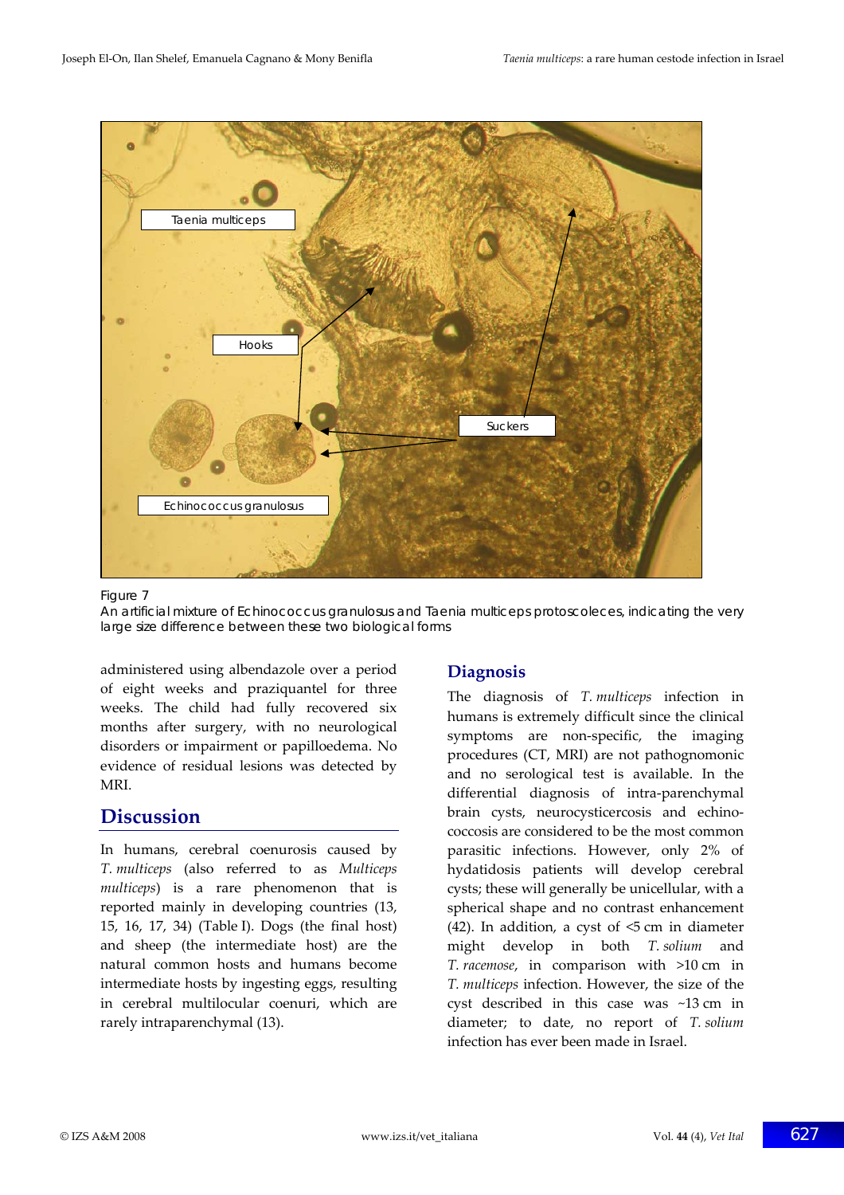Figure 7
An artificial mixture of Echinococcus granulosus and Taenia multiceps protoscoleces, indicating the very large size difference between these two biological forms

administered using albendazole over a period of eight weeks and praziquantel for three weeks. The child had fully recovered six months after surgery, with no neurological disorders or impairment or papilloedema. No evidence of residual lesions was detected by MRI.

## Discussion

In humans, cerebral coenurosis caused by *T. multiceps* (also referred to as *Multiceps multiceps*) is a rare phenomenon that is reported mainly in developing countries (13, 15, 16, 17, 34) (Table I). Dogs (the final host) and sheep (the intermediate host) are the natural common hosts and humans become intermediate hosts by ingesting eggs, resulting in cerebral multilocular coenuri, which are rarely intraparenchymal (13).

## Diagnosis

The diagnosis of *T. multiceps* infection in humans is extremely difficult since the clinical symptoms are non-specific, the imaging procedures (CT, MRI) are not pathognomonic and no serological test is available. In the differential diagnosis of intra-parenchymal brain cysts, neurocysticercosis and echinococcosis are considered to be the most common parasitic infections. However, only 2% of hydatidosis patients will develop cerebral cysts; these will generally be unicellular, with a spherical shape and no contrast enhancement (42). In addition, a cyst of <5 cm in diameter might develop in both *T. solium* and *T. racemose*, in comparison with >10 cm in *T. multiceps* infection. However, the size of the cyst described in this case was ~13 cm in diameter; to date, no report of *T. solium* infection has ever been made in Israel.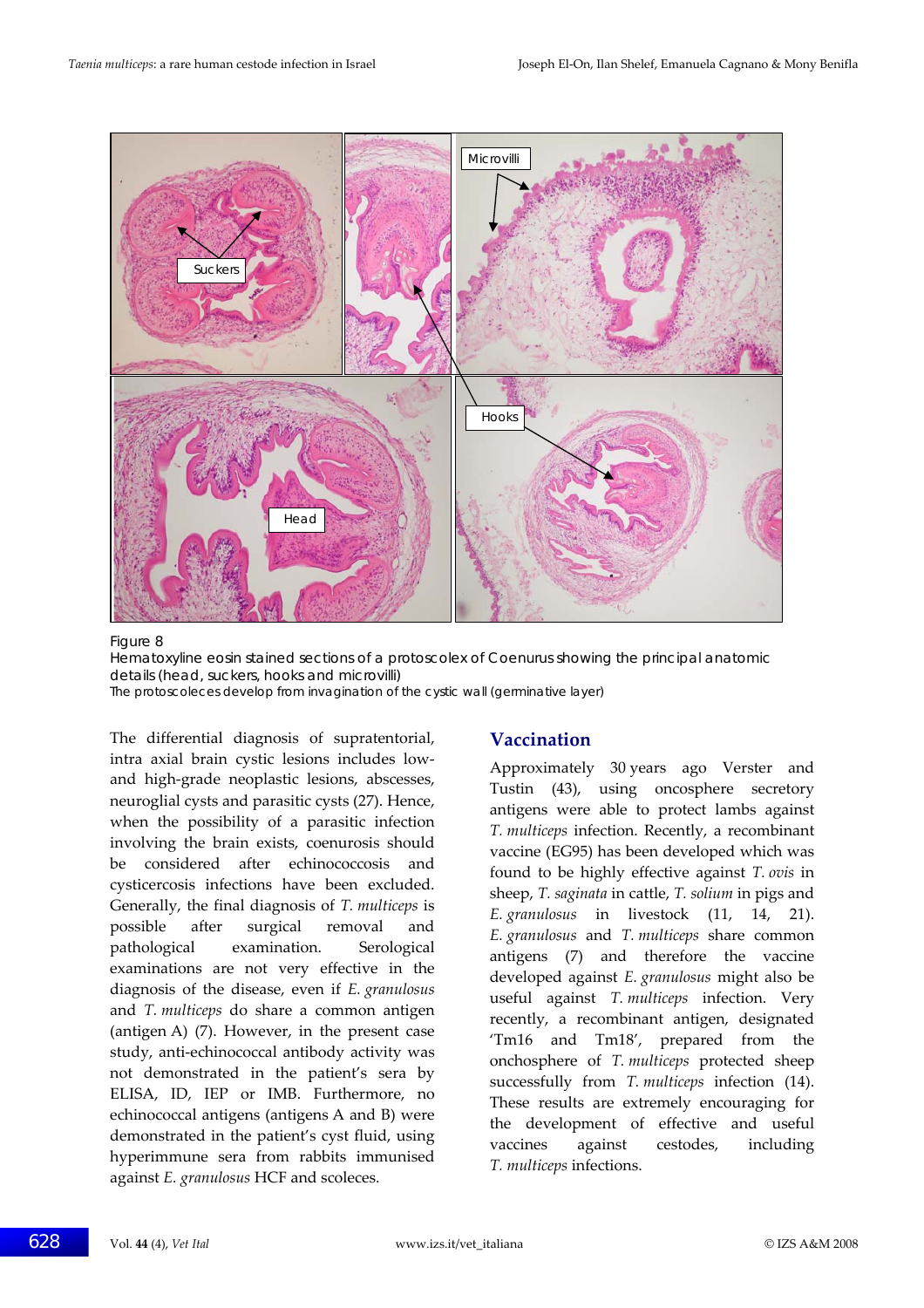Figure 8

Hematoxyline eosin stained sections of a protoscolex of Coenurus showing the principal anatomic details (head, suckers, hooks and microvilli)

The protoscoleces develop from invagination of the cystic wall (germinative layer)

The differential diagnosis of supratentorial, intra axial brain cystic lesions includes low- and high-grade neoplastic lesions, abscesses, neuroglial cysts and parasitic cysts (27). Hence, when the possibility of a parasitic infection involving the brain exists, coenurosis should be considered after echinococcosis and cysticercosis infections have been excluded. Generally, the final diagnosis of *T. multiceps* is possible after surgical removal and pathological examination. Serological examinations are not very effective in the diagnosis of the disease, even if *E. granulosus* and *T. multiceps* do share a common antigen (antigen A) (7). However, in the present case study, anti-echinococcal antibody activity was not demonstrated in the patient's sera by ELISA, ID, IEP or IMB. Furthermore, no echinococcal antigens (antigens A and B) were demonstrated in the patient's cyst fluid, using hyperimmune sera from rabbits immunised against *E. granulosus* HCF and scoleces.

## Vaccination

Approximately 30 years ago Verster and Tustin (43), using oncosphere secretory antigens were able to protect lambs against *T. multiceps* infection. Recently, a recombinant vaccine (EG95) has been developed which was found to be highly effective against *T. ovis* in sheep, *T. saginata* in cattle, *T. solium* in pigs and *E. granulosus* in livestock (11, 14, 21). *E. granulosus* and *T. multiceps* share common antigens (7) and therefore the vaccine developed against *E. granulosus* might also be useful against *T. multiceps* infection. Very recently, a recombinant antigen, designated 'Tm16 and Tm18', prepared from the onchosphere of *T. multiceps* protected sheep successfully from *T. multiceps* infection (14). These results are extremely encouraging for the development of effective and useful vaccines against cestodes, including *T. multiceps* infections.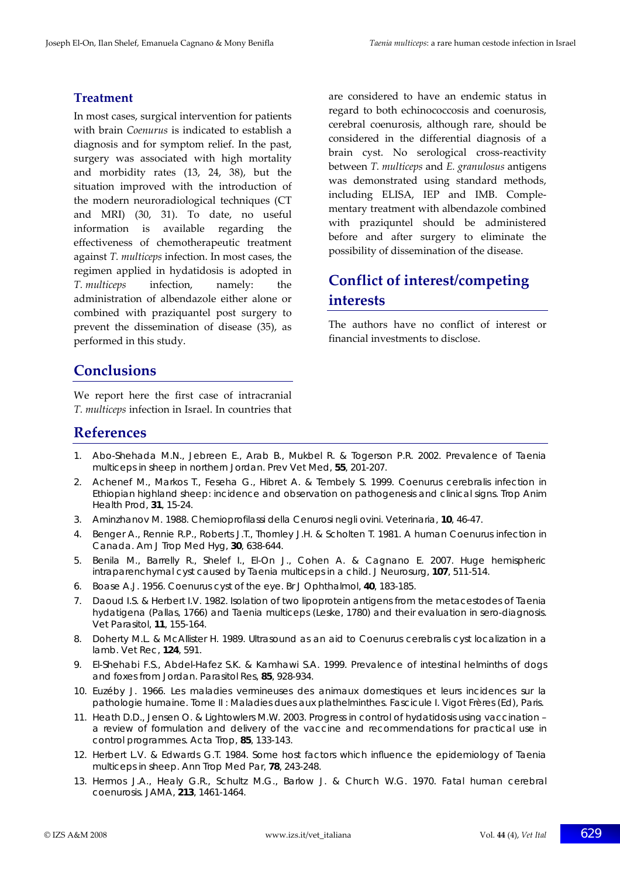## Treatment

In most cases, surgical intervention for patients with brain *Coenurus* is indicated to establish a diagnosis and for symptom relief. In the past, surgery was associated with high mortality and morbidity rates (13, 24, 38), but the situation improved with the introduction of the modern neuroradiological techniques (CT and MRI) (30, 31). To date, no useful information is available regarding the effectiveness of chemotherapeutic treatment against *T. multiceps* infection. In most cases, the regimen applied in hydatidosis is adopted in *T. multiceps* infection, namely: the administration of albendazole either alone or combined with praziquantel post surgery to prevent the dissemination of disease (35), as performed in this study.

## Conclusions

We report here the first case of intracranial *T. multiceps* infection in Israel. In countries that are considered to have an endemic status in regard to both echinococcosis and coenurosis, cerebral coenurosis, although rare, should be considered in the differential diagnosis of a brain cyst. No serological cross-reactivity between *T. multiceps* and *E. granulosus* antigens was demonstrated using standard methods, including ELISA, IEP and IMB. Complementary treatment with albendazole combined with praziquntel should be administered before and after surgery to eliminate the possibility of dissemination of the disease.

## Conflict of interest/competing interests

The authors have no conflict of interest or financial investments to disclose.

## References

1. Abo-Shehada M.N., Jebreen E., Arab B., Mukbel R. & Togerson P.R. 2002. Prevalence of Taenia multiceps in sheep in northern Jordan. Prev Vet Med, **55**, 201-207.
2. Achenef M., Markos T., Feseha G., Hibret A. & Tembely S. 1999. Coenurus cerebralis infection in Ethiopian highland sheep: incidence and observation on pathogenesis and clinical signs. Trop Anim Health Prod, **31**, 15-24.
3. Aminzhanov M. 1988. Chemioprofilassi della Cenurosi negli ovini. Veterinaria, **10**, 46-47.
4. Benger A., Rennie R.P., Roberts J.T., Thornley J.H. & Scholten T. 1981. A human Coenurus infection in Canada. Am J Trop Med Hyg, **30**, 638-644.
5. Benila M., Barrelly R., Shelef I., El-On J., Cohen A. & Cagnano E. 2007. Huge hemispheric intraparenchymal cyst caused by Taenia multiceps in a child. J Neurosurg, **107**, 511-514.
6. Boase A.J. 1956. Coenurus cyst of the eye. Br J Ophthalmol, **40**, 183-185.
7. Daoud I.S. & Herbert I.V. 1982. Isolation of two lipoprotein antigens from the metacestodes of Taenia hydatigena (Pallas, 1766) and Taenia multiceps (Leske, 1780) and their evaluation in sero-diagnosis. Vet Parasitol, **11**, 155-164.
8. Doherty M.L. & McAllister H. 1989. Ultrasound as an aid to Coenurus cerebralis cyst localization in a lamb. Vet Rec, **124**, 591.
9. El-Shehabi F.S., Abdel-Hafez S.K. & Kamhawi S.A. 1999. Prevalence of intestinal helminths of dogs and foxes from Jordan. Parasitol Res, **85**, 928-934.
10. Euzéby J. 1966. Les maladies vermineuses des animaux domestiques et leurs incidences sur la pathologie humaine. Tome II : Maladies dues aux plathelminthes. Fascicule I. Vigot Frères (Ed), Paris.
11. Heath D.D., Jensen O. & Lightowlers M.W. 2003. Progress in control of hydatidosis using vaccination – a review of formulation and delivery of the vaccine and recommendations for practical use in control programmes. Acta Trop, **85**, 133-143.
12. Herbert L.V. & Edwards G.T. 1984. Some host factors which influence the epidemiology of Taenia multiceps in sheep. Ann Trop Med Par, **78**, 243-248.
13. Hermos J.A., Healy G.R., Schultz M.G., Barlow J. & Church W.G. 1970. Fatal human cerebral coenurosis. JAMA, **213**, 1461-1464.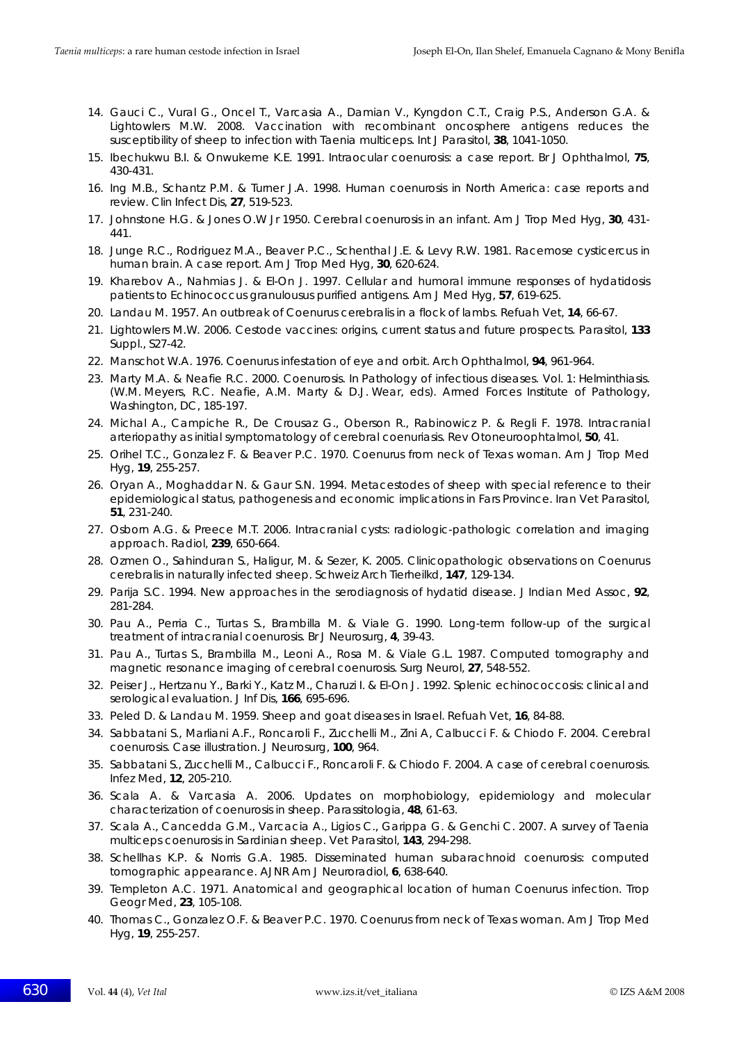14. Gauci C., Vural G., Oncel T., Varcasia A., Damian V., Kyngdon C.T., Craig P.S., Anderson G.A. & Lightowlers M.W. 2008. Vaccination with recombinant oncosphere antigens reduces the susceptibility of sheep to infection with Taenia multiceps. Int J Parasitol, **38**, 1041-1050.
15. Ibechukwu B.I. & Onwukeme K.E. 1991. Intraocular coenurosis: a case report. Br J Ophthalmol, **75**, 430-431.
16. Ing M.B., Schantz P.M. & Turner J.A. 1998. Human coenurosis in North America: case reports and review. Clin Infect Dis, **27**, 519-523.
17. Johnstone H.G. & Jones O.W Jr 1950. Cerebral coenurosis in an infant. Am J Trop Med Hyg, **30**, 431-441.
18. Junge R.C., Rodriguez M.A., Beaver P.C., Schenthal J.E. & Levy R.W. 1981. Racemose cysticercus in human brain. A case report. Am J Trop Med Hyg, **30**, 620-624.
19. Kharebov A., Nahmias J. & El-On J. 1997. Cellular and humoral immune responses of hydatidosis patients to Echinococcus granulousus purified antigens. Am J Med Hyg, **57**, 619-625.
20. Landau M. 1957. An outbreak of Coenurus cerebralis in a flock of lambs. Refuah Vet, **14**, 66-67.
21. Lightowlers M.W. 2006. Cestode vaccines: origins, current status and future prospects. Parasitol, **133** Suppl., S27-42.
22. Manschot W.A. 1976. Coenurus infestation of eye and orbit. Arch Ophthalmol, **94**, 961-964.
23. Marty M.A. & Neafie R.C. 2000. Coenurosis. In Pathology of infectious diseases. Vol. 1: Helminthiasis. (W.M. Meyers, R.C. Neafie, A.M. Marty & D.J. Wear, eds). Armed Forces Institute of Pathology, Washington, DC, 185-197.
24. Michal A., Campiche R., De Crousaz G., Oberson R., Rabinowicz P. & Regli F. 1978. Intracranial arteriopathy as initial symptomatology of cerebral coenuriasis. Rev Otoneuroophtalmol, **50**, 41.
25. Orihel T.C., Gonzalez F. & Beaver P.C. 1970. Coenurus from neck of Texas woman. Am J Trop Med Hyg, **19**, 255-257.
26. Oryan A., Moghaddar N. & Gaur S.N. 1994. Metacestodes of sheep with special reference to their epidemiological status, pathogenesis and economic implications in Fars Province. Iran Vet Parasitol, **51**, 231-240.
27. Osborn A.G. & Preece M.T. 2006. Intracranial cysts: radiologic-pathologic correlation and imaging approach. Radiol, **239**, 650-664.
28. Ozmen O., Sahinduran S., Haligur, M. & Sezer, K. 2005. Clinicopathologic observations on Coenurus cerebralis in naturally infected sheep. Schweiz Arch Tierheilkd, **147**, 129-134.
29. Parija S.C. 1994. New approaches in the serodiagnosis of hydatid disease. J Indian Med Assoc, **92**, 281-284.
30. Pau A., Perria C., Turtas S., Brambilla M. & Viale G. 1990. Long-term follow-up of the surgical treatment of intracranial coenurosis. Br J Neurosurg, **4**, 39-43.
31. Pau A., Turtas S., Brambilla M., Leoni A., Rosa M. & Viale G.L. 1987. Computed tomography and magnetic resonance imaging of cerebral coenurosis. Surg Neurol, **27**, 548-552.
32. Peiser J., Hertzanu Y., Barki Y., Katz M., Charuzi I. & El-On J. 1992. Splenic echinococcosis: clinical and serological evaluation. J Inf Dis, **166**, 695-696.
33. Peled D. & Landau M. 1959. Sheep and goat diseases in Israel. Refuah Vet, **16**, 84-88.
34. Sabbatani S., Marliani A.F., Roncaroli F., Zucchelli M., Zini A, Calbucci F. & Chiodo F. 2004. Cerebral coenurosis. Case illustration. J Neurosurg, **100**, 964.
35. Sabbatani S., Zucchelli M., Calbucci F., Roncaroli F. & Chiodo F. 2004. A case of cerebral coenurosis. Infez Med, **12**, 205-210.
36. Scala A. & Varcasia A. 2006. Updates on morphobiology, epidemiology and molecular characterization of coenurosis in sheep. Parassitologia, **48**, 61-63.
37. Scala A., Cancedda G.M., Varcacia A., Ligios C., Garippa G. & Genchi C. 2007. A survey of Taenia multiceps coenurosis in Sardinian sheep. Vet Parasitol, **143**, 294-298.
38. Schellhas K.P. & Norris G.A. 1985. Disseminated human subarachnoid coenurosis: computed tomographic appearance. AJNR Am J Neuroradiol, **6**, 638-640.
39. Templeton A.C. 1971. Anatomical and geographical location of human Coenurus infection. Trop Geogr Med, **23**, 105-108.
40. Thomas C., Gonzalez O.F. & Beaver P.C. 1970. Coenurus from neck of Texas woman. Am J Trop Med Hyg, **19**, 255-257.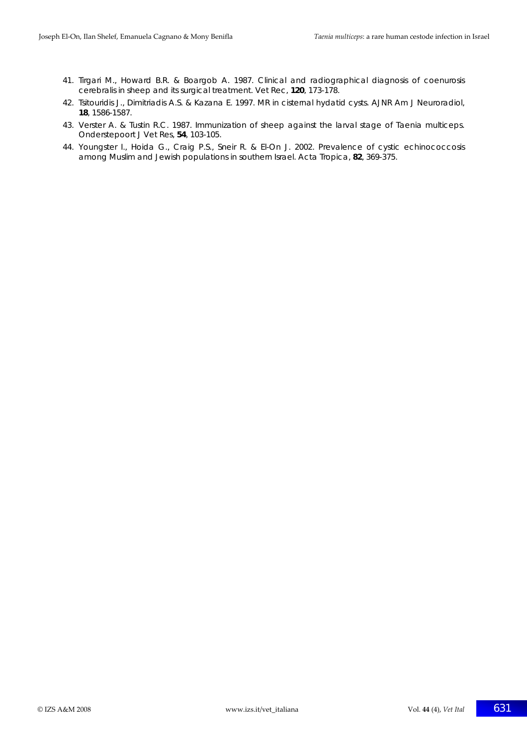41. Tirgari M., Howard B.R. & Boargob A. 1987. Clinical and radiographical diagnosis of coenurosis cerebralis in sheep and its surgical treatment. Vet Rec, **120**, 173-178.
42. Tsitouridis J., Dimitriadis A.S. & Kazana E. 1997. MR in cisternal hydatid cysts. AJNR Am J Neuroradiol, **18**, 1586-1587.
43. Verster A. & Tustin R.C. 1987. Immunization of sheep against the larval stage of Taenia multiceps. Onderstepoort J Vet Res, **54**, 103-105.
44. Youngster I., Hoida G., Craig P.S., Sneir R. & El-On J. 2002. Prevalence of cystic echinococcosis among Muslim and Jewish populations in southern Israel. Acta Tropica, **82**, 369-375.